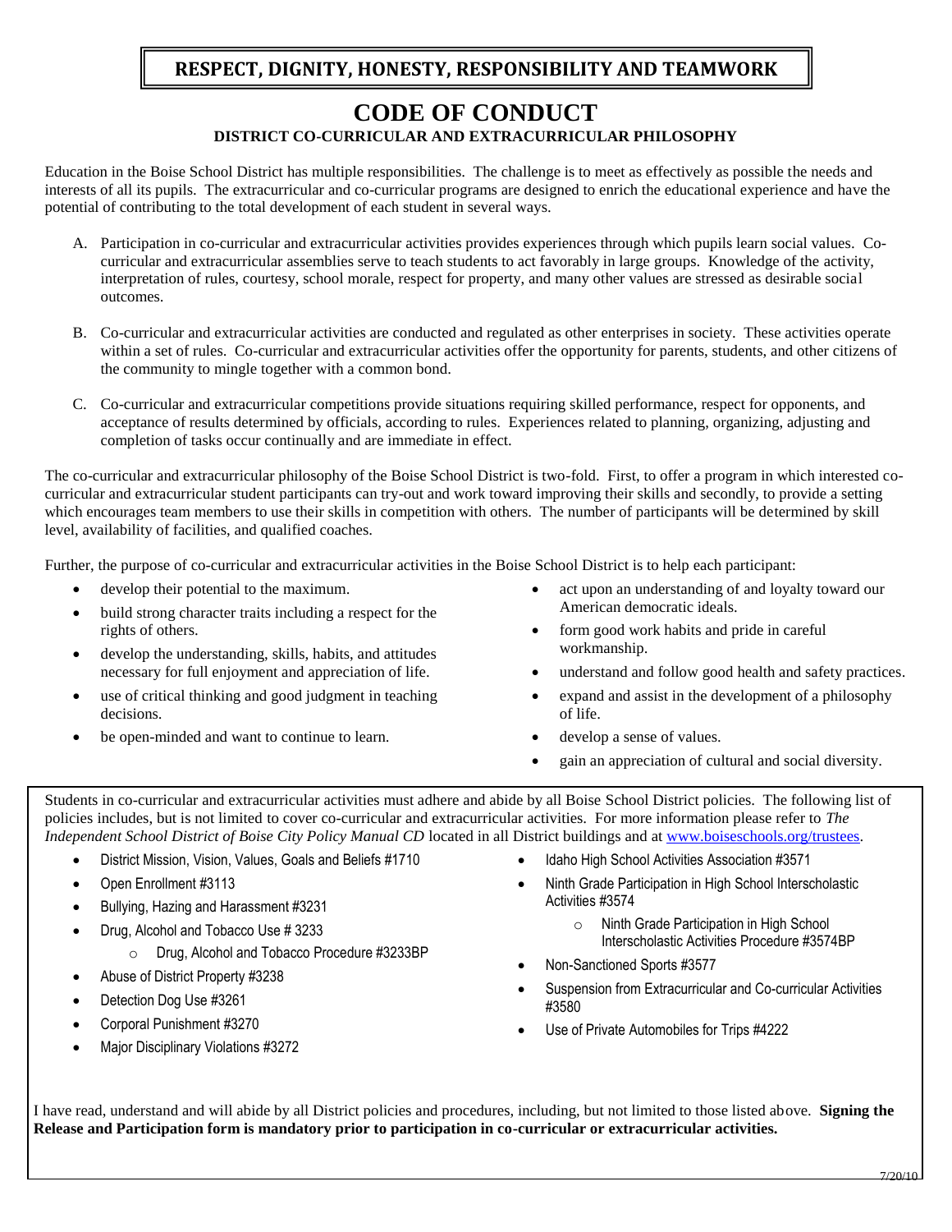**RESPECT, DIGNITY, HONESTY, RESPONSIBILITY AND TEAMWORK**

# CODE OF CONDUCT

### DISTRICT CO-CURRICULAR AND EXTRACURRICULAR PHILOSOPHY

Education in the Boise School District has multiple responsibilities. The challenge is to meet as effectively as possible the needs and interests of all its pupils. The extracurricular and co-curricular programs are designed to enrich the educational experience and have the potential of contributing to the total development of each student in several ways.

A. Participation in co-curricular and extracurricular activities provides experiences through which pupils learn social values. Co-curricular and extracurricular assemblies serve to teach students to act favorably in large groups. Knowledge of the activity, interpretation of rules, courtesy, school morale, respect for property, and many other values are stressed as desirable social outcomes.

B. Co-curricular and extracurricular activities are conducted and regulated as other enterprises in society. These activities operate within a set of rules. Co-curricular and extracurricular activities offer the opportunity for parents, students, and other citizens of the community to mingle together with a common bond.

C. Co-curricular and extracurricular competitions provide situations requiring skilled performance, respect for opponents, and acceptance of results determined by officials, according to rules. Experiences related to planning, organizing, adjusting and completion of tasks occur continually and are immediate in effect.

The co-curricular and extracurricular philosophy of the Boise School District is two-fold. First, to offer a program in which interested co-curricular and extracurricular student participants can try-out and work toward improving their skills and secondly, to provide a setting which encourages team members to use their skills in competition with others. The number of participants will be determined by skill level, availability of facilities, and qualified coaches.

Further, the purpose of co-curricular and extracurricular activities in the Boise School District is to help each participant:

- develop their potential to the maximum.
- build strong character traits including a respect for the rights of others.
- develop the understanding, skills, habits, and attitudes necessary for full enjoyment and appreciation of life.
- use of critical thinking and good judgment in teaching decisions.
- be open-minded and want to continue to learn.
- act upon an understanding of and loyalty toward our American democratic ideals.
- form good work habits and pride in careful workmanship.
- understand and follow good health and safety practices.
- expand and assist in the development of a philosophy of life.
- develop a sense of values.
- gain an appreciation of cultural and social diversity.

Students in co-curricular and extracurricular activities must adhere and abide by all Boise School District policies. The following list of policies includes, but is not limited to cover co-curricular and extracurricular activities. For more information please refer to *The Independent School District of Boise City Policy Manual CD* located in all District buildings and at www.boiseschools.org/trustees.

- District Mission, Vision, Values, Goals and Beliefs #1710
- Open Enrollment #3113
- Bullying, Hazing and Harassment #3231
- Drug, Alcohol and Tobacco Use # 3233
  - Drug, Alcohol and Tobacco Procedure #3233BP
- Abuse of District Property #3238
- Detection Dog Use #3261
- Corporal Punishment #3270
- Major Disciplinary Violations #3272
- Idaho High School Activities Association #3571
- Ninth Grade Participation in High School Interscholastic Activities #3574
  - Ninth Grade Participation in High School Interscholastic Activities Procedure #3574BP
- Non-Sanctioned Sports #3577
- Suspension from Extracurricular and Co-curricular Activities #3580
- Use of Private Automobiles for Trips #4222

I have read, understand and will abide by all District policies and procedures, including, but not limited to those listed above. **Signing the Release and Participation form is mandatory prior to participation in co-curricular or extracurricular activities.**

7/20/10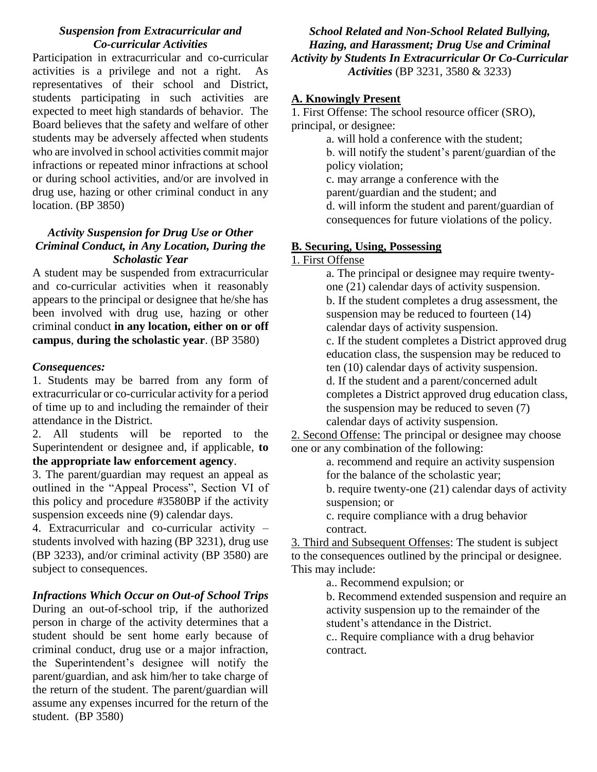### *Suspension from Extracurricular and Co-curricular Activities*

Participation in extracurricular and co-curricular activities is a privilege and not a right. As representatives of their school and District, students participating in such activities are expected to meet high standards of behavior. The Board believes that the safety and welfare of other students may be adversely affected when students who are involved in school activities commit major infractions or repeated minor infractions at school or during school activities, and/or are involved in drug use, hazing or other criminal conduct in any location. (BP 3850)

### *Activity Suspension for Drug Use or Other Criminal Conduct, in Any Location, During the Scholastic Year*

A student may be suspended from extracurricular and co-curricular activities when it reasonably appears to the principal or designee that he/she has been involved with drug use, hazing or other criminal conduct **in any location, either on or off campus**, **during the scholastic year**. (BP 3580)

***Consequences:***

1. Students may be barred from any form of extracurricular or co-curricular activity for a period of time up to and including the remainder of their attendance in the District.
2. All students will be reported to the Superintendent or designee and, if applicable, **to the appropriate law enforcement agency**.
3. The parent/guardian may request an appeal as outlined in the "Appeal Process", Section VI of this policy and procedure #3580BP if the activity suspension exceeds nine (9) calendar days.
4. Extracurricular and co-curricular activity – students involved with hazing (BP 3231), drug use (BP 3233), and/or criminal activity (BP 3580) are subject to consequences.

***Infractions Which Occur on Out-of School Trips***

During an out-of-school trip, if the authorized person in charge of the activity determines that a student should be sent home early because of criminal conduct, drug use or a major infraction, the Superintendent's designee will notify the parent/guardian, and ask him/her to take charge of the return of the student. The parent/guardian will assume any expenses incurred for the return of the student. (BP 3580)

### *School Related and Non-School Related Bullying, Hazing, and Harassment; Drug Use and Criminal Activity by Students In Extracurricular Or Co-Curricular Activities* (BP 3231, 3580 & 3233)

**A. Knowingly Present**

1. First Offense: The school resource officer (SRO), principal, or designee:
   - a. will hold a conference with the student;
   - b. will notify the student's parent/guardian of the policy violation;
   - c. may arrange a conference with the parent/guardian and the student; and
   - d. will inform the student and parent/guardian of consequences for future violations of the policy.

**B. Securing, Using, Possessing**

1. First Offense
   - a. The principal or designee may require twenty-one (21) calendar days of activity suspension.
   - b. If the student completes a drug assessment, the suspension may be reduced to fourteen (14) calendar days of activity suspension.
   - c. If the student completes a District approved drug education class, the suspension may be reduced to ten (10) calendar days of activity suspension.
   - d. If the student and a parent/concerned adult completes a District approved drug education class, the suspension may be reduced to seven (7) calendar days of activity suspension.

2. Second Offense: The principal or designee may choose one or any combination of the following:
   - a. recommend and require an activity suspension for the balance of the scholastic year;
   - b. require twenty-one (21) calendar days of activity suspension; or
   - c. require compliance with a drug behavior contract.

3. Third and Subsequent Offenses: The student is subject to the consequences outlined by the principal or designee. This may include:
   - a.. Recommend expulsion; or
   - b. Recommend extended suspension and require an activity suspension up to the remainder of the student's attendance in the District.
   - c.. Require compliance with a drug behavior contract.